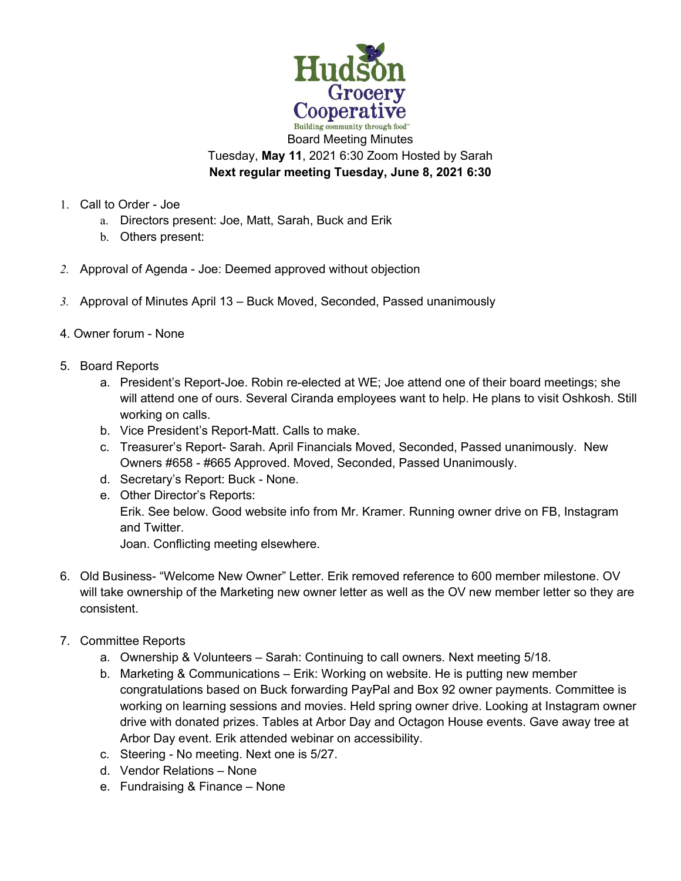Hudson Grocery Cooperative

Building community through food™

Board Meeting Minutes

Tuesday, **May 11**, 2021 6:30 Zoom Hosted by Sarah

**Next regular meeting Tuesday, June 8, 2021 6:30**

1. Call to Order - Joe
   a. Directors present: Joe, Matt, Sarah, Buck and Erik
   b. Others present:

2. Approval of Agenda - Joe: Deemed approved without objection

3. Approval of Minutes April 13 – Buck Moved, Seconded, Passed unanimously

4. Owner forum - None

5. Board Reports
   a. President's Report-Joe. Robin re-elected at WE; Joe attend one of their board meetings; she will attend one of ours. Several Ciranda employees want to help. He plans to visit Oshkosh. Still working on calls.
   b. Vice President's Report-Matt. Calls to make.
   c. Treasurer's Report- Sarah. April Financials Moved, Seconded, Passed unanimously. New Owners #658 - #665 Approved. Moved, Seconded, Passed Unanimously.
   d. Secretary's Report: Buck - None.
   e. Other Director's Reports:
      Erik. See below. Good website info from Mr. Kramer. Running owner drive on FB, Instagram and Twitter.
      Joan. Conflicting meeting elsewhere.

6. Old Business- "Welcome New Owner" Letter. Erik removed reference to 600 member milestone. OV will take ownership of the Marketing new owner letter as well as the OV new member letter so they are consistent.

7. Committee Reports
   a. Ownership & Volunteers – Sarah: Continuing to call owners. Next meeting 5/18.
   b. Marketing & Communications – Erik: Working on website. He is putting new member congratulations based on Buck forwarding PayPal and Box 92 owner payments. Committee is working on learning sessions and movies. Held spring owner drive. Looking at Instagram owner drive with donated prizes. Tables at Arbor Day and Octagon House events. Gave away tree at Arbor Day event. Erik attended webinar on accessibility.
   c. Steering - No meeting. Next one is 5/27.
   d. Vendor Relations – None
   e. Fundraising & Finance – None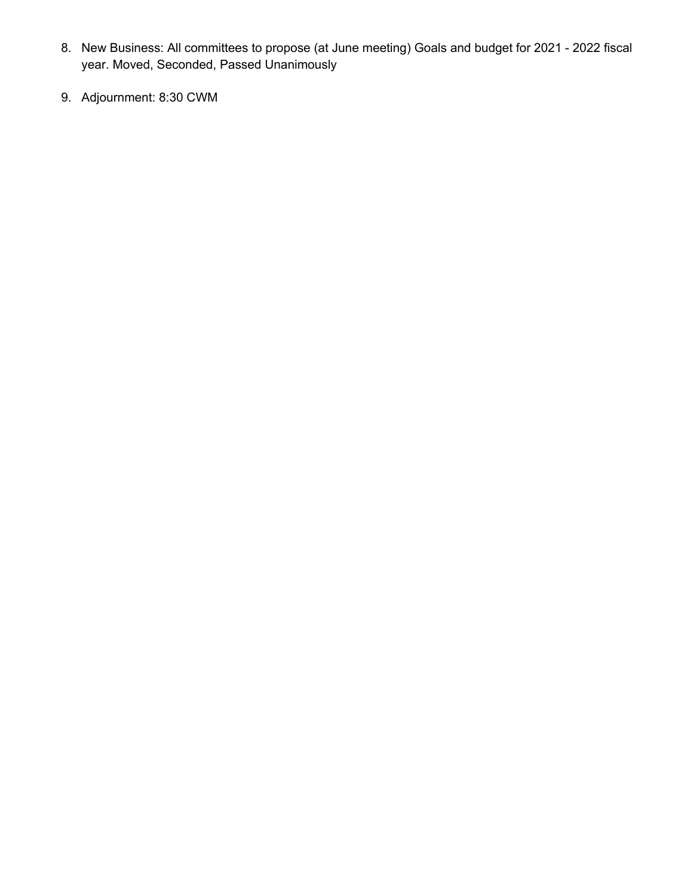8. New Business: All committees to propose (at June meeting) Goals and budget for 2021 - 2022 fiscal year. Moved, Seconded, Passed Unanimously

9. Adjournment: 8:30 CWM